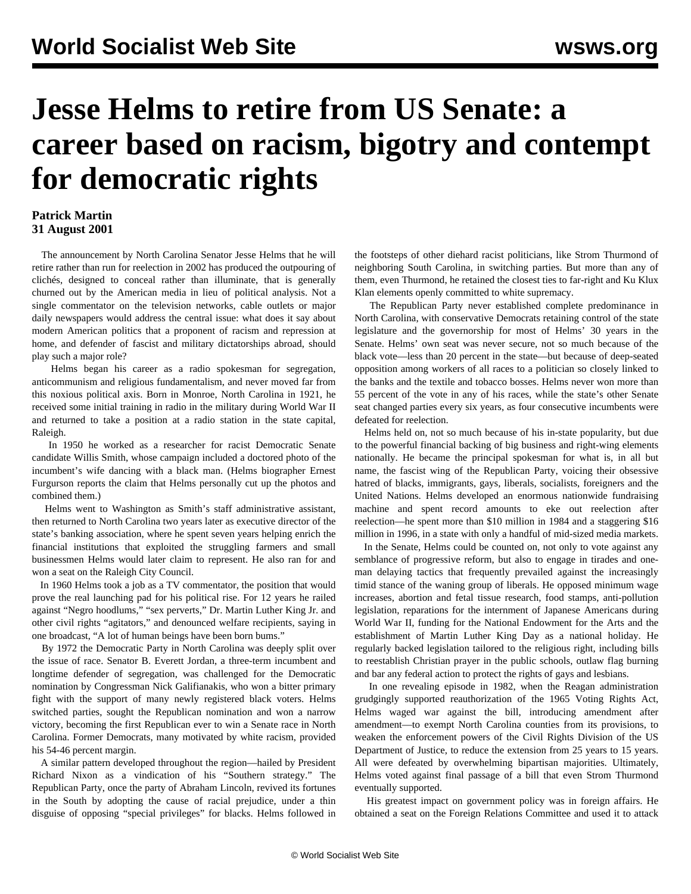# Jesse Helms to retire from US Senate: a career based on racism, bigotry and contempt for democratic rights

**Patrick Martin**
**31 August 2001**

The announcement by North Carolina Senator Jesse Helms that he will retire rather than run for reelection in 2002 has produced the outpouring of clichés, designed to conceal rather than illuminate, that is generally churned out by the American media in lieu of political analysis. Not a single commentator on the television networks, cable outlets or major daily newspapers would address the central issue: what does it say about modern American politics that a proponent of racism and repression at home, and defender of fascist and military dictatorships abroad, should play such a major role?

Helms began his career as a radio spokesman for segregation, anticommunism and religious fundamentalism, and never moved far from this noxious political axis. Born in Monroe, North Carolina in 1921, he received some initial training in radio in the military during World War II and returned to take a position at a radio station in the state capital, Raleigh.

In 1950 he worked as a researcher for racist Democratic Senate candidate Willis Smith, whose campaign included a doctored photo of the incumbent's wife dancing with a black man. (Helms biographer Ernest Furgurson reports the claim that Helms personally cut up the photos and combined them.)

Helms went to Washington as Smith's staff administrative assistant, then returned to North Carolina two years later as executive director of the state's banking association, where he spent seven years helping enrich the financial institutions that exploited the struggling farmers and small businessmen Helms would later claim to represent. He also ran for and won a seat on the Raleigh City Council.

In 1960 Helms took a job as a TV commentator, the position that would prove the real launching pad for his political rise. For 12 years he railed against "Negro hoodlums," "sex perverts," Dr. Martin Luther King Jr. and other civil rights "agitators," and denounced welfare recipients, saying in one broadcast, "A lot of human beings have been born bums."

By 1972 the Democratic Party in North Carolina was deeply split over the issue of race. Senator B. Everett Jordan, a three-term incumbent and longtime defender of segregation, was challenged for the Democratic nomination by Congressman Nick Galifianakis, who won a bitter primary fight with the support of many newly registered black voters. Helms switched parties, sought the Republican nomination and won a narrow victory, becoming the first Republican ever to win a Senate race in North Carolina. Former Democrats, many motivated by white racism, provided his 54-46 percent margin.

A similar pattern developed throughout the region—hailed by President Richard Nixon as a vindication of his "Southern strategy." The Republican Party, once the party of Abraham Lincoln, revived its fortunes in the South by adopting the cause of racial prejudice, under a thin disguise of opposing "special privileges" for blacks. Helms followed in the footsteps of other diehard racist politicians, like Strom Thurmond of neighboring South Carolina, in switching parties. But more than any of them, even Thurmond, he retained the closest ties to far-right and Ku Klux Klan elements openly committed to white supremacy.

The Republican Party never established complete predominance in North Carolina, with conservative Democrats retaining control of the state legislature and the governorship for most of Helms' 30 years in the Senate. Helms' own seat was never secure, not so much because of the black vote—less than 20 percent in the state—but because of deep-seated opposition among workers of all races to a politician so closely linked to the banks and the textile and tobacco bosses. Helms never won more than 55 percent of the vote in any of his races, while the state's other Senate seat changed parties every six years, as four consecutive incumbents were defeated for reelection.

Helms held on, not so much because of his in-state popularity, but due to the powerful financial backing of big business and right-wing elements nationally. He became the principal spokesman for what is, in all but name, the fascist wing of the Republican Party, voicing their obsessive hatred of blacks, immigrants, gays, liberals, socialists, foreigners and the United Nations. Helms developed an enormous nationwide fundraising machine and spent record amounts to eke out reelection after reelection—he spent more than $10 million in 1984 and a staggering $16 million in 1996, in a state with only a handful of mid-sized media markets.

In the Senate, Helms could be counted on, not only to vote against any semblance of progressive reform, but also to engage in tirades and one-man delaying tactics that frequently prevailed against the increasingly timid stance of the waning group of liberals. He opposed minimum wage increases, abortion and fetal tissue research, food stamps, anti-pollution legislation, reparations for the internment of Japanese Americans during World War II, funding for the National Endowment for the Arts and the establishment of Martin Luther King Day as a national holiday. He regularly backed legislation tailored to the religious right, including bills to reestablish Christian prayer in the public schools, outlaw flag burning and bar any federal action to protect the rights of gays and lesbians.

In one revealing episode in 1982, when the Reagan administration grudgingly supported reauthorization of the 1965 Voting Rights Act, Helms waged war against the bill, introducing amendment after amendment—to exempt North Carolina counties from its provisions, to weaken the enforcement powers of the Civil Rights Division of the US Department of Justice, to reduce the extension from 25 years to 15 years. All were defeated by overwhelming bipartisan majorities. Ultimately, Helms voted against final passage of a bill that even Strom Thurmond eventually supported.

His greatest impact on government policy was in foreign affairs. He obtained a seat on the Foreign Relations Committee and used it to attack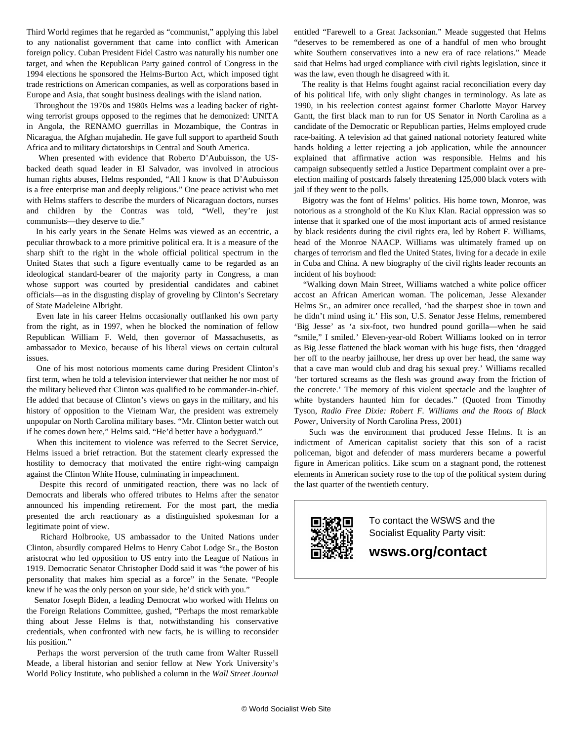Third World regimes that he regarded as "communist," applying this label to any nationalist government that came into conflict with American foreign policy. Cuban President Fidel Castro was naturally his number one target, and when the Republican Party gained control of Congress in the 1994 elections he sponsored the Helms-Burton Act, which imposed tight trade restrictions on American companies, as well as corporations based in Europe and Asia, that sought business dealings with the island nation.

Throughout the 1970s and 1980s Helms was a leading backer of right-wing terrorist groups opposed to the regimes that he demonized: UNITA in Angola, the RENAMO guerrillas in Mozambique, the Contras in Nicaragua, the Afghan mujahedin. He gave full support to apartheid South Africa and to military dictatorships in Central and South America.

When presented with evidence that Roberto D'Aubuisson, the US-backed death squad leader in El Salvador, was involved in atrocious human rights abuses, Helms responded, "All I know is that D'Aubuisson is a free enterprise man and deeply religious." One peace activist who met with Helms staffers to describe the murders of Nicaraguan doctors, nurses and children by the Contras was told, "Well, they're just communists—they deserve to die."

In his early years in the Senate Helms was viewed as an eccentric, a peculiar throwback to a more primitive political era. It is a measure of the sharp shift to the right in the whole official political spectrum in the United States that such a figure eventually came to be regarded as an ideological standard-bearer of the majority party in Congress, a man whose support was courted by presidential candidates and cabinet officials—as in the disgusting display of groveling by Clinton's Secretary of State Madeleine Albright.

Even late in his career Helms occasionally outflanked his own party from the right, as in 1997, when he blocked the nomination of fellow Republican William F. Weld, then governor of Massachusetts, as ambassador to Mexico, because of his liberal views on certain cultural issues.

One of his most notorious moments came during President Clinton's first term, when he told a television interviewer that neither he nor most of the military believed that Clinton was qualified to be commander-in-chief. He added that because of Clinton's views on gays in the military, and his history of opposition to the Vietnam War, the president was extremely unpopular on North Carolina military bases. "Mr. Clinton better watch out if he comes down here," Helms said. "He'd better have a bodyguard."

When this incitement to violence was referred to the Secret Service, Helms issued a brief retraction. But the statement clearly expressed the hostility to democracy that motivated the entire right-wing campaign against the Clinton White House, culminating in impeachment.

Despite this record of unmitigated reaction, there was no lack of Democrats and liberals who offered tributes to Helms after the senator announced his impending retirement. For the most part, the media presented the arch reactionary as a distinguished spokesman for a legitimate point of view.

Richard Holbrooke, US ambassador to the United Nations under Clinton, absurdly compared Helms to Henry Cabot Lodge Sr., the Boston aristocrat who led opposition to US entry into the League of Nations in 1919. Democratic Senator Christopher Dodd said it was "the power of his personality that makes him special as a force" in the Senate. "People knew if he was the only person on your side, he'd stick with you."

Senator Joseph Biden, a leading Democrat who worked with Helms on the Foreign Relations Committee, gushed, "Perhaps the most remarkable thing about Jesse Helms is that, notwithstanding his conservative credentials, when confronted with new facts, he is willing to reconsider his position."

Perhaps the worst perversion of the truth came from Walter Russell Meade, a liberal historian and senior fellow at New York University's World Policy Institute, who published a column in the *Wall Street Journal* entitled "Farewell to a Great Jacksonian." Meade suggested that Helms "deserves to be remembered as one of a handful of men who brought white Southern conservatives into a new era of race relations." Meade said that Helms had urged compliance with civil rights legislation, since it was the law, even though he disagreed with it.

The reality is that Helms fought against racial reconciliation every day of his political life, with only slight changes in terminology. As late as 1990, in his reelection contest against former Charlotte Mayor Harvey Gantt, the first black man to run for US Senator in North Carolina as a candidate of the Democratic or Republican parties, Helms employed crude race-baiting. A television ad that gained national notoriety featured white hands holding a letter rejecting a job application, while the announcer explained that affirmative action was responsible. Helms and his campaign subsequently settled a Justice Department complaint over a pre-election mailing of postcards falsely threatening 125,000 black voters with jail if they went to the polls.

Bigotry was the font of Helms' politics. His home town, Monroe, was notorious as a stronghold of the Ku Klux Klan. Racial oppression was so intense that it sparked one of the most important acts of armed resistance by black residents during the civil rights era, led by Robert F. Williams, head of the Monroe NAACP. Williams was ultimately framed up on charges of terrorism and fled the United States, living for a decade in exile in Cuba and China. A new biography of the civil rights leader recounts an incident of his boyhood:

"Walking down Main Street, Williams watched a white police officer accost an African American woman. The policeman, Jesse Alexander Helms Sr., an admirer once recalled, 'had the sharpest shoe in town and he didn't mind using it.' His son, U.S. Senator Jesse Helms, remembered 'Big Jesse' as 'a six-foot, two hundred pound gorilla—when he said "smile," I smiled.' Eleven-year-old Robert Williams looked on in terror as Big Jesse flattened the black woman with his huge fists, then 'dragged her off to the nearby jailhouse, her dress up over her head, the same way that a cave man would club and drag his sexual prey.' Williams recalled 'her tortured screams as the flesh was ground away from the friction of the concrete.' The memory of this violent spectacle and the laughter of white bystanders haunted him for decades." (Quoted from Timothy Tyson, *Radio Free Dixie: Robert F. Williams and the Roots of Black Power*, University of North Carolina Press, 2001)

Such was the environment that produced Jesse Helms. It is an indictment of American capitalist society that this son of a racist policeman, bigot and defender of mass murderers became a powerful figure in American politics. Like scum on a stagnant pond, the rottenest elements in American society rose to the top of the political system during the last quarter of the twentieth century.

To contact the WSWS and the Socialist Equality Party visit:

**wsws.org/contact**